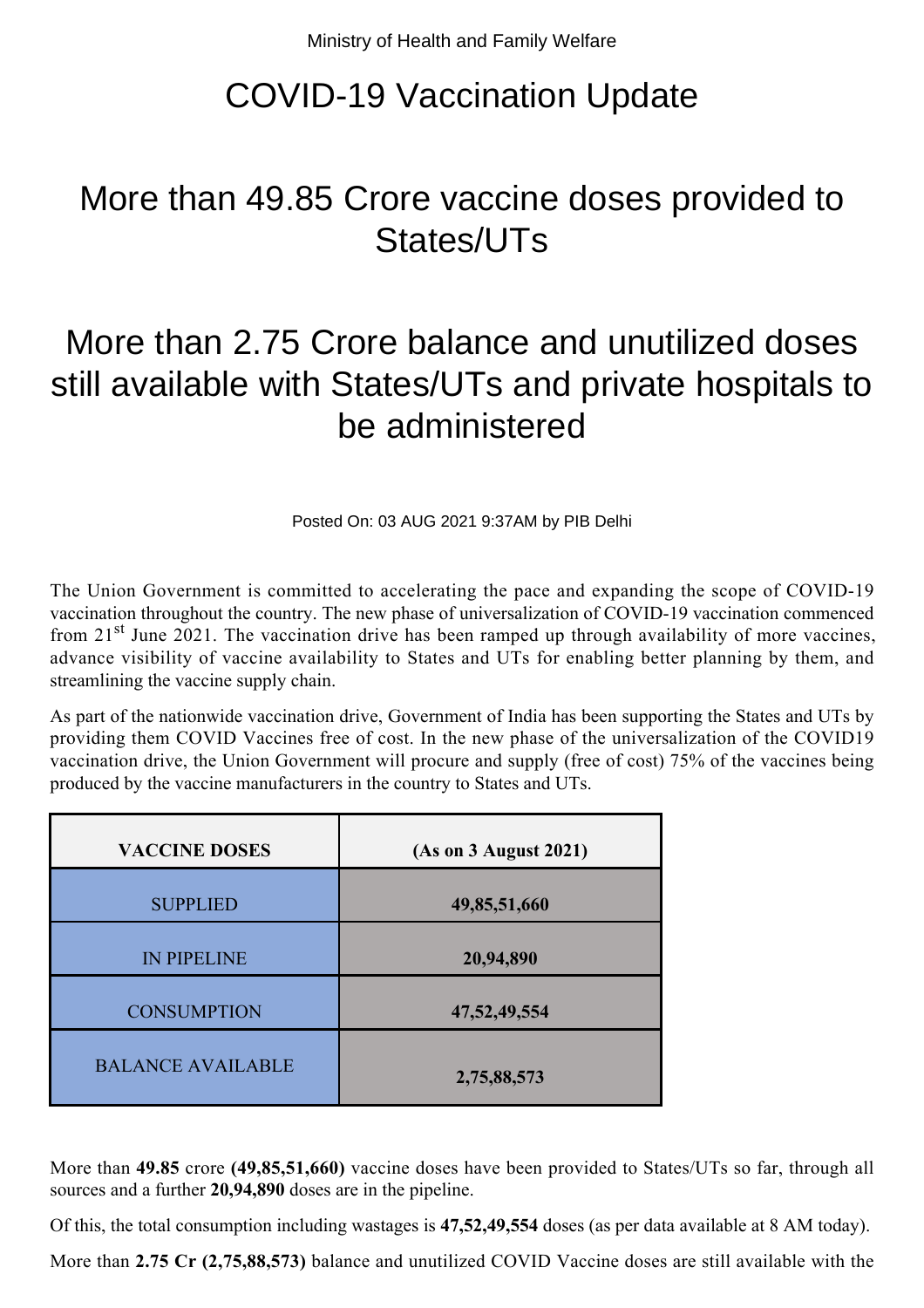Ministry of Health and Family Welfare

# COVID-19 Vaccination Update

## More than 49.85 Crore vaccine doses provided to States/UTs

## More than 2.75 Crore balance and unutilized doses still available with States/UTs and private hospitals to be administered

Posted On: 03 AUG 2021 9:37AM by PIB Delhi

The Union Government is committed to accelerating the pace and expanding the scope of COVID-19 vaccination throughout the country. The new phase of universalization of COVID-19 vaccination commenced from 21st June 2021. The vaccination drive has been ramped up through availability of more vaccines, advance visibility of vaccine availability to States and UTs for enabling better planning by them, and streamlining the vaccine supply chain.

As part of the nationwide vaccination drive, Government of India has been supporting the States and UTs by providing them COVID Vaccines free of cost. In the new phase of the universalization of the COVID19 vaccination drive, the Union Government will procure and supply (free of cost) 75% of the vaccines being produced by the vaccine manufacturers in the country to States and UTs.

| VACCINE DOSES | (As on 3 August 2021) |
|---|---|
| SUPPLIED | **49,85,51,660** |
| IN PIPELINE | **20,94,890** |
| CONSUMPTION | **47,52,49,554** |
| BALANCE AVAILABLE | **2,75,88,573** |

More than **49.85** crore **(49,85,51,660)** vaccine doses have been provided to States/UTs so far, through all sources and a further **20,94,890** doses are in the pipeline.

Of this, the total consumption including wastages is **47,52,49,554** doses (as per data available at 8 AM today).

More than **2.75 Cr (2,75,88,573)** balance and unutilized COVID Vaccine doses are still available with the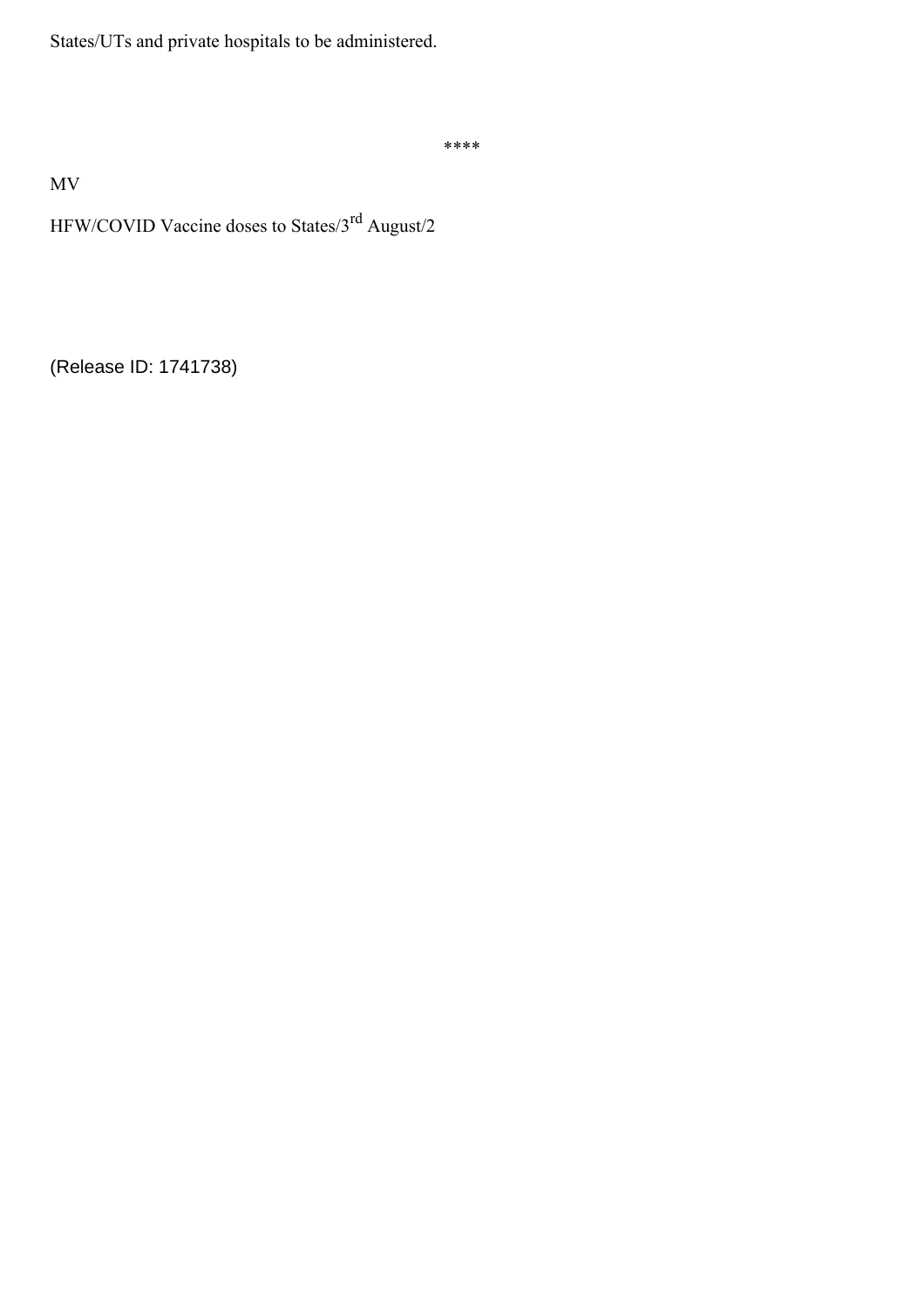States/UTs and private hospitals to be administered.

****

MV

HFW/COVID Vaccine doses to States/3rd August/2

(Release ID: 1741738)